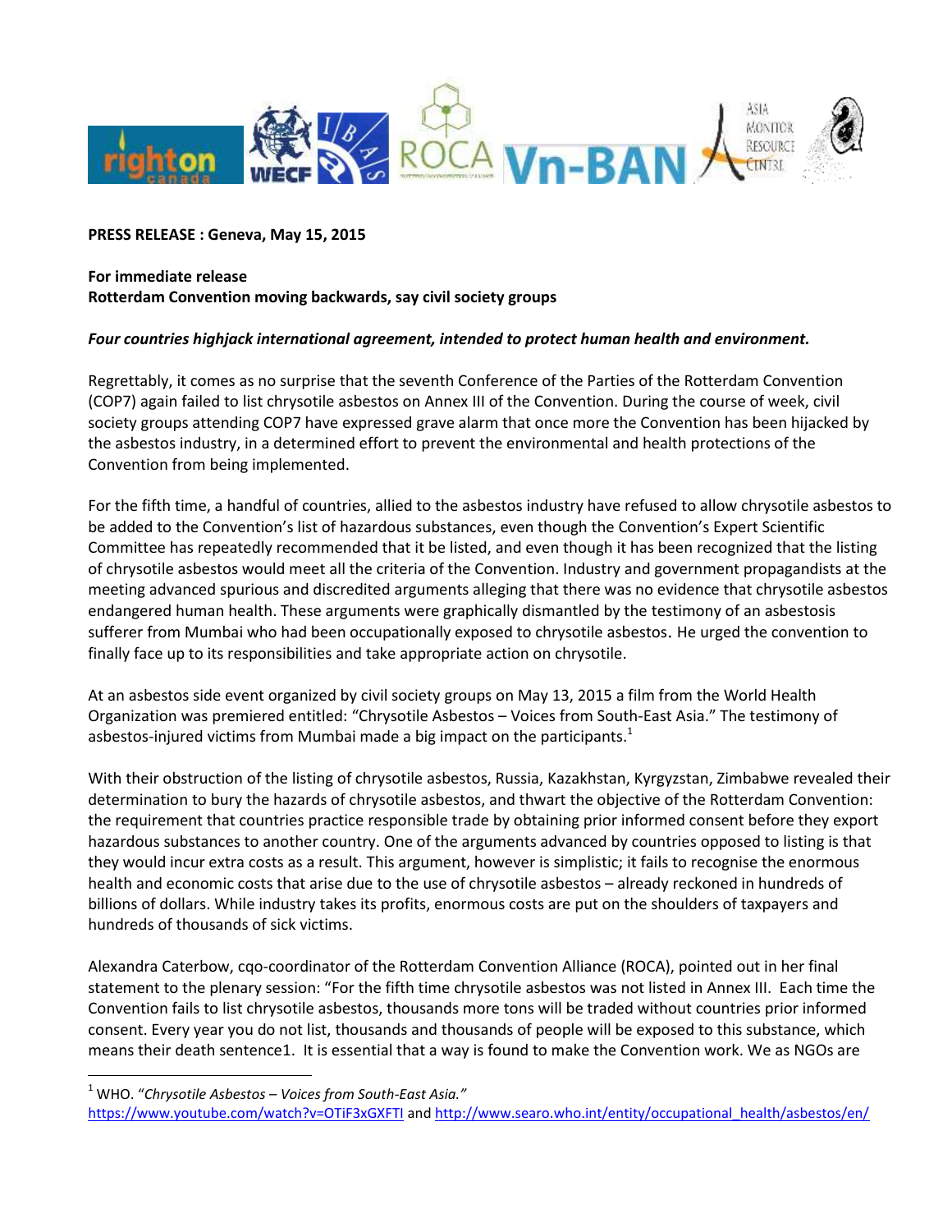**PRESS RELEASE : Geneva, May 15, 2015**

**For immediate release**
**Rotterdam Convention moving backwards, say civil society groups**

***Four countries highjack international agreement, intended to protect human health and environment.***

Regrettably, it comes as no surprise that the seventh Conference of the Parties of the Rotterdam Convention (COP7) again failed to list chrysotile asbestos on Annex III of the Convention. During the course of week, civil society groups attending COP7 have expressed grave alarm that once more the Convention has been hijacked by the asbestos industry, in a determined effort to prevent the environmental and health protections of the Convention from being implemented.

For the fifth time, a handful of countries, allied to the asbestos industry have refused to allow chrysotile asbestos to be added to the Convention's list of hazardous substances, even though the Convention's Expert Scientific Committee has repeatedly recommended that it be listed, and even though it has been recognized that the listing of chrysotile asbestos would meet all the criteria of the Convention. Industry and government propagandists at the meeting advanced spurious and discredited arguments alleging that there was no evidence that chrysotile asbestos endangered human health. These arguments were graphically dismantled by the testimony of an asbestosis sufferer from Mumbai who had been occupationally exposed to chrysotile asbestos. He urged the convention to finally face up to its responsibilities and take appropriate action on chrysotile.

At an asbestos side event organized by civil society groups on May 13, 2015 a film from the World Health Organization was premiered entitled: "Chrysotile Asbestos – Voices from South-East Asia." The testimony of asbestos-injured victims from Mumbai made a big impact on the participants.[1]

With their obstruction of the listing of chrysotile asbestos, Russia, Kazakhstan, Kyrgyzstan, Zimbabwe revealed their determination to bury the hazards of chrysotile asbestos, and thwart the objective of the Rotterdam Convention: the requirement that countries practice responsible trade by obtaining prior informed consent before they export hazardous substances to another country. One of the arguments advanced by countries opposed to listing is that they would incur extra costs as a result. This argument, however is simplistic; it fails to recognise the enormous health and economic costs that arise due to the use of chrysotile asbestos – already reckoned in hundreds of billions of dollars. While industry takes its profits, enormous costs are put on the shoulders of taxpayers and hundreds of thousands of sick victims.

Alexandra Caterbow, cqo-coordinator of the Rotterdam Convention Alliance (ROCA), pointed out in her final statement to the plenary session: "For the fifth time chrysotile asbestos was not listed in Annex III. Each time the Convention fails to list chrysotile asbestos, thousands more tons will be traded without countries prior informed consent. Every year you do not list, thousands and thousands of people will be exposed to this substance, which means their death sentence1. It is essential that a way is found to make the Convention work. We as NGOs are

---

[1] WHO. "*Chrysotile Asbestos – Voices from South-East Asia.*" https://www.youtube.com/watch?v=OTiF3xGXFTI and http://www.searo.who.int/entity/occupational_health/asbestos/en/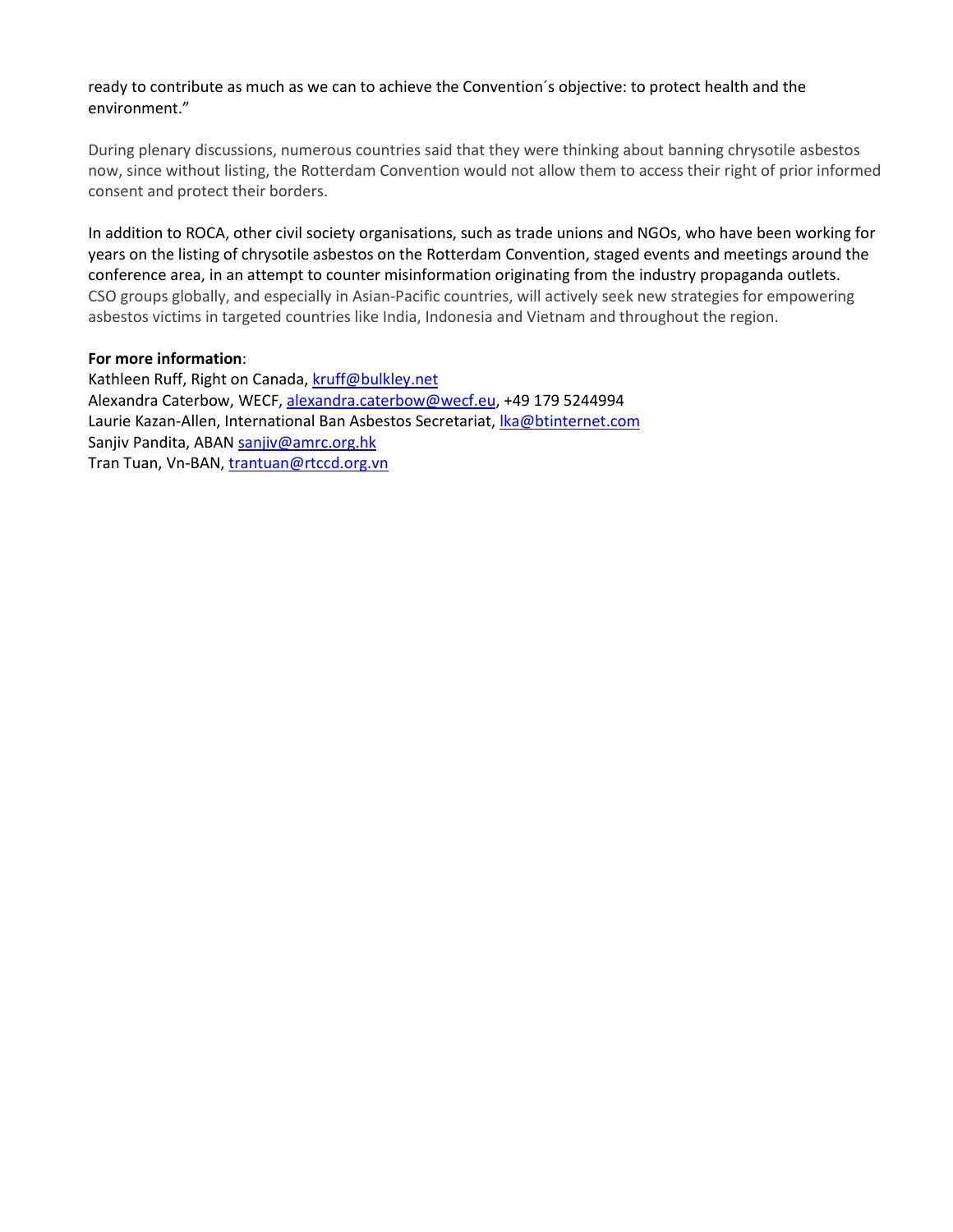ready to contribute as much as we can to achieve the Convention´s objective: to protect health and the environment."

During plenary discussions, numerous countries said that they were thinking about banning chrysotile asbestos now, since without listing, the Rotterdam Convention would not allow them to access their right of prior informed consent and protect their borders.

In addition to ROCA, other civil society organisations, such as trade unions and NGOs, who have been working for years on the listing of chrysotile asbestos on the Rotterdam Convention, staged events and meetings around the conference area, in an attempt to counter misinformation originating from the industry propaganda outlets. CSO groups globally, and especially in Asian-Pacific countries, will actively seek new strategies for empowering asbestos victims in targeted countries like India, Indonesia and Vietnam and throughout the region.

**For more information**:
Kathleen Ruff, Right on Canada, kruff@bulkley.net
Alexandra Caterbow, WECF, alexandra.caterbow@wecf.eu, +49 179 5244994
Laurie Kazan-Allen, International Ban Asbestos Secretariat, lka@btinternet.com
Sanjiv Pandita, ABAN sanjiv@amrc.org.hk
Tran Tuan, Vn-BAN, trantuan@rtccd.org.vn